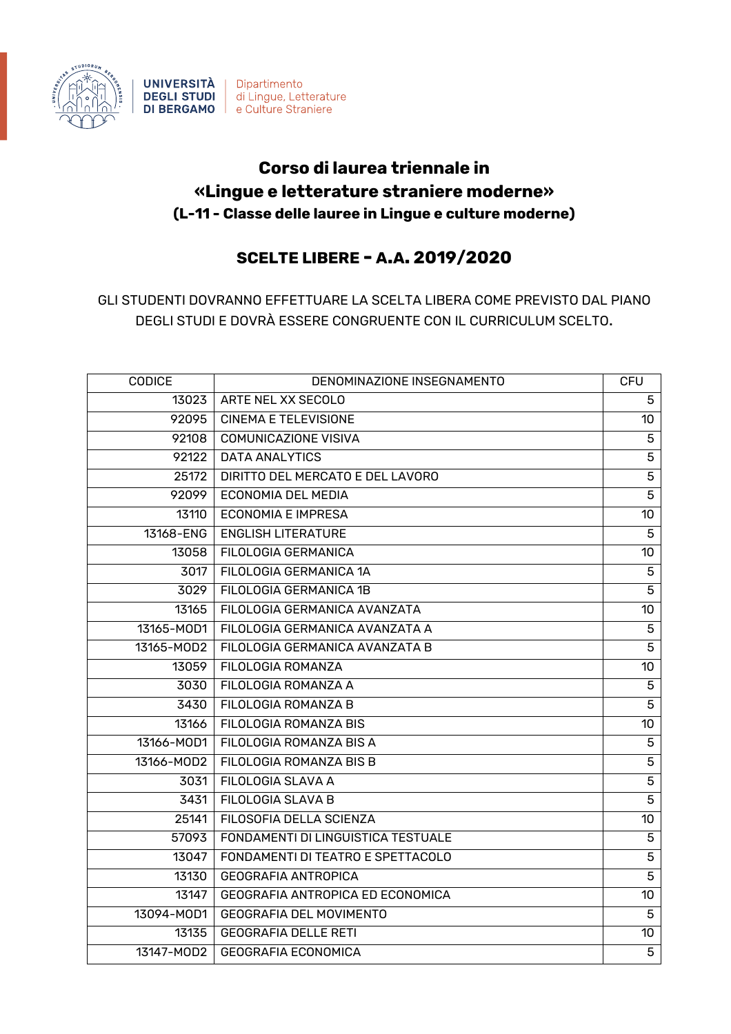UNIVERSITÀ DEGLI STUDI DI BERGAMO | Dipartimento di Lingue, Letterature e Culture Straniere

# Corso di laurea triennale in «Lingue e letterature straniere moderne» (L-11 - Classe delle lauree in Lingue e culture moderne)

## SCELTE LIBERE - A.A. 2019/2020

GLI STUDENTI DOVRANNO EFFETTUARE LA SCELTA LIBERA COME PREVISTO DAL PIANO DEGLI STUDI E DOVRÀ ESSERE CONGRUENTE CON IL CURRICULUM SCELTO.

| CODICE | DENOMINAZIONE INSEGNAMENTO | CFU |
|---|---|---|
| 13023 | ARTE NEL XX SECOLO | 5 |
| 92095 | CINEMA E TELEVISIONE | 10 |
| 92108 | COMUNICAZIONE VISIVA | 5 |
| 92122 | DATA ANALYTICS | 5 |
| 25172 | DIRITTO DEL MERCATO E DEL LAVORO | 5 |
| 92099 | ECONOMIA DEL MEDIA | 5 |
| 13110 | ECONOMIA E IMPRESA | 10 |
| 13168-ENG | ENGLISH LITERATURE | 5 |
| 13058 | FILOLOGIA GERMANICA | 10 |
| 3017 | FILOLOGIA GERMANICA 1A | 5 |
| 3029 | FILOLOGIA GERMANICA 1B | 5 |
| 13165 | FILOLOGIA GERMANICA AVANZATA | 10 |
| 13165-MOD1 | FILOLOGIA GERMANICA AVANZATA A | 5 |
| 13165-MOD2 | FILOLOGIA GERMANICA AVANZATA B | 5 |
| 13059 | FILOLOGIA ROMANZA | 10 |
| 3030 | FILOLOGIA ROMANZA A | 5 |
| 3430 | FILOLOGIA ROMANZA B | 5 |
| 13166 | FILOLOGIA ROMANZA BIS | 10 |
| 13166-MOD1 | FILOLOGIA ROMANZA BIS A | 5 |
| 13166-MOD2 | FILOLOGIA ROMANZA BIS B | 5 |
| 3031 | FILOLOGIA SLAVA A | 5 |
| 3431 | FILOLOGIA SLAVA B | 5 |
| 25141 | FILOSOFIA DELLA SCIENZA | 10 |
| 57093 | FONDAMENTI DI LINGUISTICA TESTUALE | 5 |
| 13047 | FONDAMENTI DI TEATRO E SPETTACOLO | 5 |
| 13130 | GEOGRAFIA ANTROPICA | 5 |
| 13147 | GEOGRAFIA ANTROPICA ED ECONOMICA | 10 |
| 13094-MOD1 | GEOGRAFIA DEL MOVIMENTO | 5 |
| 13135 | GEOGRAFIA DELLE RETI | 10 |
| 13147-MOD2 | GEOGRAFIA ECONOMICA | 5 |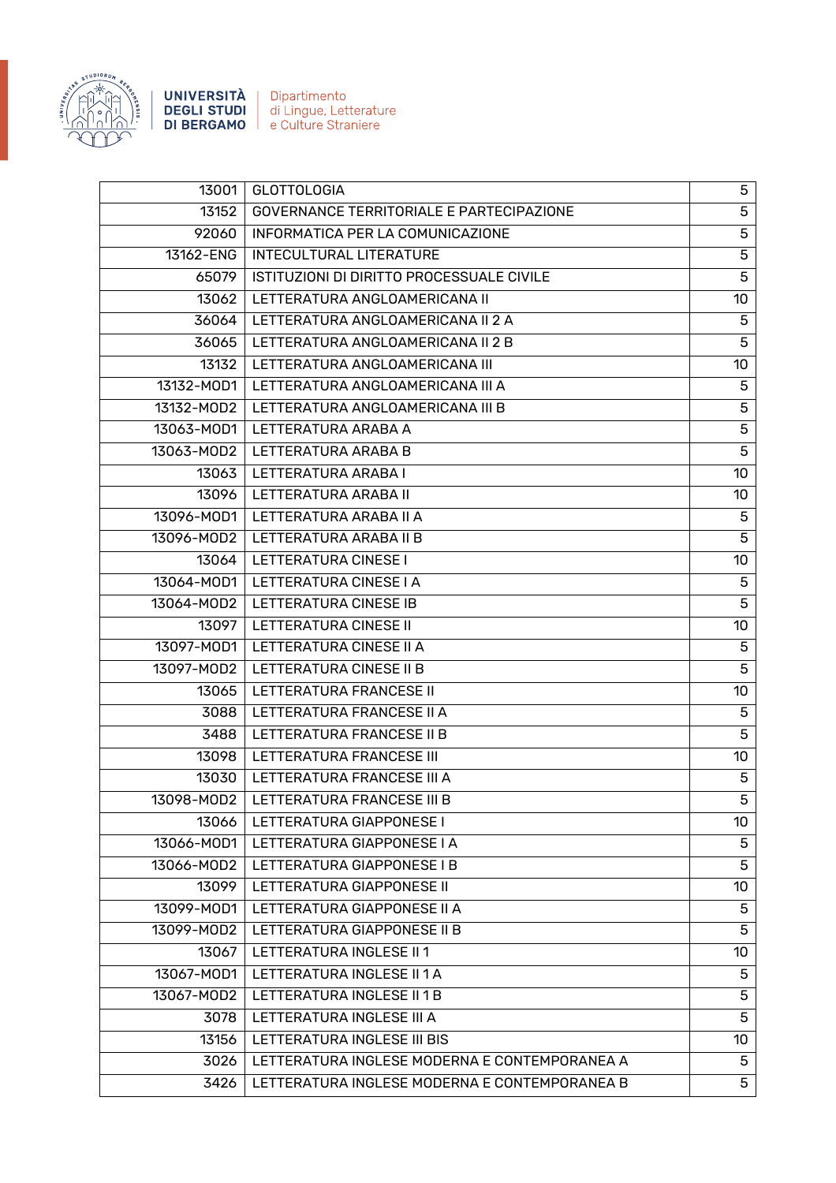| 13001 | GLOTTOLOGIA | 5 |
|---|---|---|
| 13152 | GOVERNANCE TERRITORIALE E PARTECIPAZIONE | 5 |
| 92060 | INFORMATICA PER LA COMUNICAZIONE | 5 |
| 13162-ENG | INTECULTURAL LITERATURE | 5 |
| 65079 | ISTITUZIONI DI DIRITTO PROCESSUALE CIVILE | 5 |
| 13062 | LETTERATURA ANGLOAMERICANA II | 10 |
| 36064 | LETTERATURA ANGLOAMERICANA II 2 A | 5 |
| 36065 | LETTERATURA ANGLOAMERICANA II 2 B | 5 |
| 13132 | LETTERATURA ANGLOAMERICANA III | 10 |
| 13132-MOD1 | LETTERATURA ANGLOAMERICANA III A | 5 |
| 13132-MOD2 | LETTERATURA ANGLOAMERICANA III B | 5 |
| 13063-MOD1 | LETTERATURA ARABA A | 5 |
| 13063-MOD2 | LETTERATURA ARABA B | 5 |
| 13063 | LETTERATURA ARABA I | 10 |
| 13096 | LETTERATURA ARABA II | 10 |
| 13096-MOD1 | LETTERATURA ARABA II A | 5 |
| 13096-MOD2 | LETTERATURA ARABA II B | 5 |
| 13064 | LETTERATURA CINESE I | 10 |
| 13064-MOD1 | LETTERATURA CINESE I A | 5 |
| 13064-MOD2 | LETTERATURA CINESE IB | 5 |
| 13097 | LETTERATURA CINESE II | 10 |
| 13097-MOD1 | LETTERATURA CINESE II A | 5 |
| 13097-MOD2 | LETTERATURA CINESE II B | 5 |
| 13065 | LETTERATURA FRANCESE II | 10 |
| 3088 | LETTERATURA FRANCESE II A | 5 |
| 3488 | LETTERATURA FRANCESE II B | 5 |
| 13098 | LETTERATURA FRANCESE III | 10 |
| 13030 | LETTERATURA FRANCESE III A | 5 |
| 13098-MOD2 | LETTERATURA FRANCESE III B | 5 |
| 13066 | LETTERATURA GIAPPONESE I | 10 |
| 13066-MOD1 | LETTERATURA GIAPPONESE I A | 5 |
| 13066-MOD2 | LETTERATURA GIAPPONESE I B | 5 |
| 13099 | LETTERATURA GIAPPONESE II | 10 |
| 13099-MOD1 | LETTERATURA GIAPPONESE II A | 5 |
| 13099-MOD2 | LETTERATURA GIAPPONESE II B | 5 |
| 13067 | LETTERATURA INGLESE II 1 | 10 |
| 13067-MOD1 | LETTERATURA INGLESE II 1 A | 5 |
| 13067-MOD2 | LETTERATURA INGLESE II 1 B | 5 |
| 3078 | LETTERATURA INGLESE III A | 5 |
| 13156 | LETTERATURA INGLESE III BIS | 10 |
| 3026 | LETTERATURA INGLESE MODERNA E CONTEMPORANEA A | 5 |
| 3426 | LETTERATURA INGLESE MODERNA E CONTEMPORANEA B | 5 |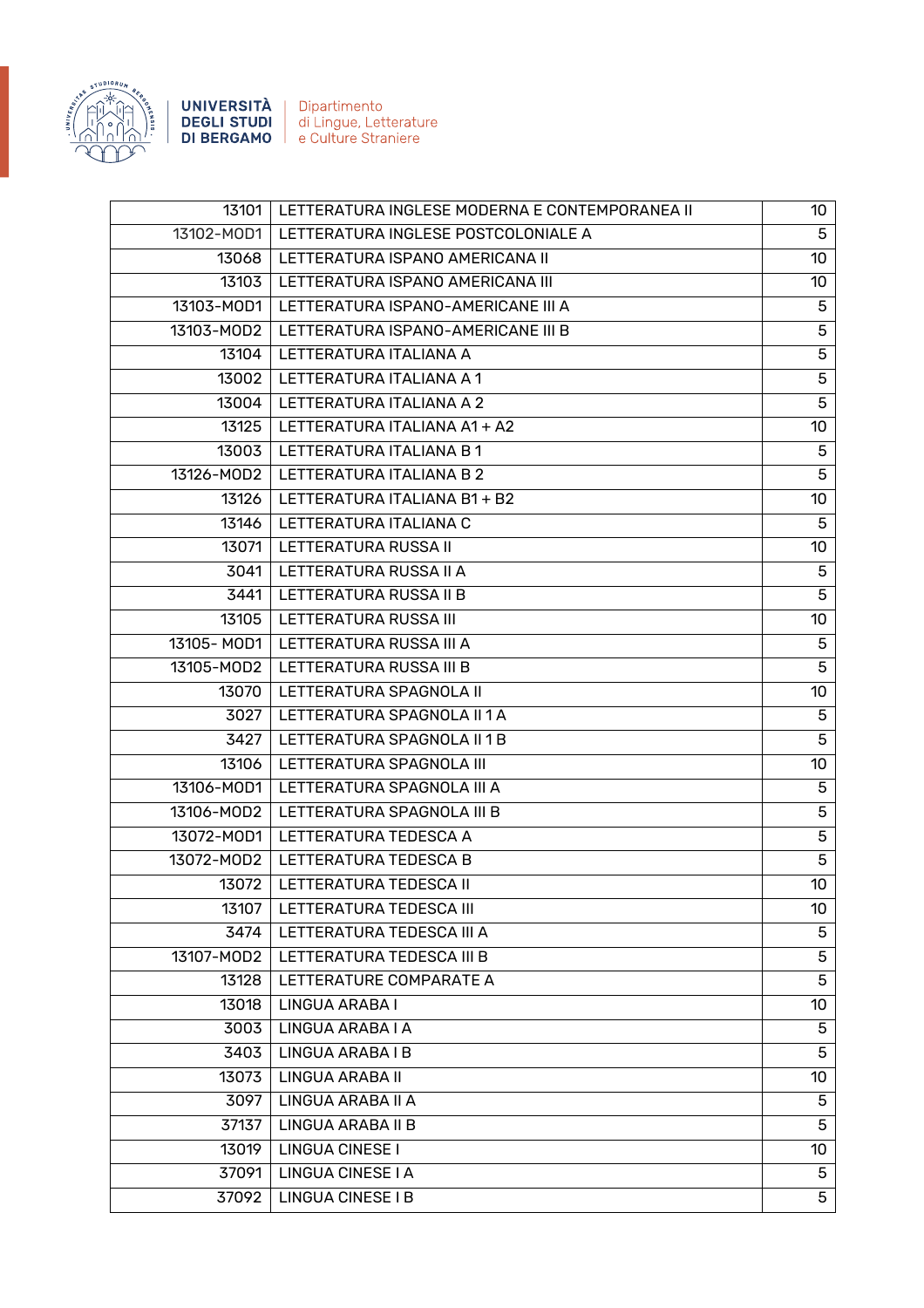| 13101 | LETTERATURA INGLESE MODERNA E CONTEMPORANEA II | 10 |
|---|---|---|
| 13102-MOD1 | LETTERATURA INGLESE POSTCOLONIALE A | 5 |
| 13068 | LETTERATURA ISPANO AMERICANA II | 10 |
| 13103 | LETTERATURA ISPANO AMERICANA III | 10 |
| 13103-MOD1 | LETTERATURA ISPANO-AMERICANE III A | 5 |
| 13103-MOD2 | LETTERATURA ISPANO-AMERICANE III B | 5 |
| 13104 | LETTERATURA ITALIANA A | 5 |
| 13002 | LETTERATURA ITALIANA A 1 | 5 |
| 13004 | LETTERATURA ITALIANA A 2 | 5 |
| 13125 | LETTERATURA ITALIANA A1 + A2 | 10 |
| 13003 | LETTERATURA ITALIANA B 1 | 5 |
| 13126-MOD2 | LETTERATURA ITALIANA B 2 | 5 |
| 13126 | LETTERATURA ITALIANA B1 + B2 | 10 |
| 13146 | LETTERATURA ITALIANA C | 5 |
| 13071 | LETTERATURA RUSSA II | 10 |
| 3041 | LETTERATURA RUSSA II A | 5 |
| 3441 | LETTERATURA RUSSA II B | 5 |
| 13105 | LETTERATURA RUSSA III | 10 |
| 13105- MOD1 | LETTERATURA RUSSA III A | 5 |
| 13105-MOD2 | LETTERATURA RUSSA III B | 5 |
| 13070 | LETTERATURA SPAGNOLA II | 10 |
| 3027 | LETTERATURA SPAGNOLA II 1 A | 5 |
| 3427 | LETTERATURA SPAGNOLA II 1 B | 5 |
| 13106 | LETTERATURA SPAGNOLA III | 10 |
| 13106-MOD1 | LETTERATURA SPAGNOLA III A | 5 |
| 13106-MOD2 | LETTERATURA SPAGNOLA III B | 5 |
| 13072-MOD1 | LETTERATURA TEDESCA A | 5 |
| 13072-MOD2 | LETTERATURA TEDESCA B | 5 |
| 13072 | LETTERATURA TEDESCA II | 10 |
| 13107 | LETTERATURA TEDESCA III | 10 |
| 3474 | LETTERATURA TEDESCA III A | 5 |
| 13107-MOD2 | LETTERATURA TEDESCA III B | 5 |
| 13128 | LETTERATURE COMPARATE A | 5 |
| 13018 | LINGUA ARABA I | 10 |
| 3003 | LINGUA ARABA I A | 5 |
| 3403 | LINGUA ARABA I B | 5 |
| 13073 | LINGUA ARABA II | 10 |
| 3097 | LINGUA ARABA II A | 5 |
| 37137 | LINGUA ARABA II B | 5 |
| 13019 | LINGUA CINESE I | 10 |
| 37091 | LINGUA CINESE I A | 5 |
| 37092 | LINGUA CINESE I B | 5 |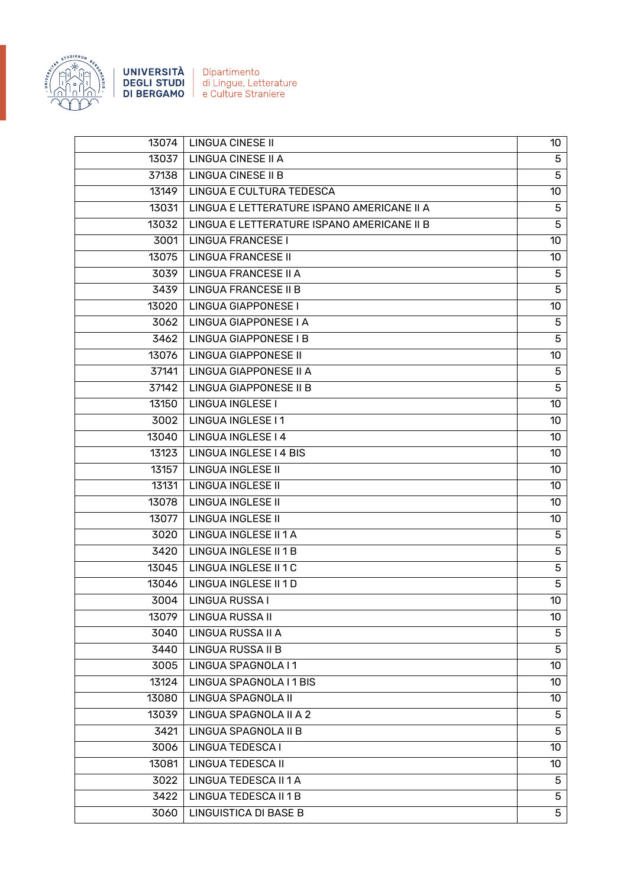| 13074 | LINGUA CINESE II | 10 |
|---|---|---|
| 13037 | LINGUA CINESE II A | 5 |
| 37138 | LINGUA CINESE II B | 5 |
| 13149 | LINGUA E CULTURA TEDESCA | 10 |
| 13031 | LINGUA E LETTERATURE ISPANO AMERICANE II A | 5 |
| 13032 | LINGUA E LETTERATURE ISPANO AMERICANE II B | 5 |
| 3001 | LINGUA FRANCESE I | 10 |
| 13075 | LINGUA FRANCESE II | 10 |
| 3039 | LINGUA FRANCESE II A | 5 |
| 3439 | LINGUA FRANCESE II B | 5 |
| 13020 | LINGUA GIAPPONESE I | 10 |
| 3062 | LINGUA GIAPPONESE I A | 5 |
| 3462 | LINGUA GIAPPONESE I B | 5 |
| 13076 | LINGUA GIAPPONESE II | 10 |
| 37141 | LINGUA GIAPPONESE II A | 5 |
| 37142 | LINGUA GIAPPONESE II B | 5 |
| 13150 | LINGUA INGLESE I | 10 |
| 3002 | LINGUA INGLESE I 1 | 10 |
| 13040 | LINGUA INGLESE I 4 | 10 |
| 13123 | LINGUA INGLESE I 4 BIS | 10 |
| 13157 | LINGUA INGLESE II | 10 |
| 13131 | LINGUA INGLESE II | 10 |
| 13078 | LINGUA INGLESE II | 10 |
| 13077 | LINGUA INGLESE II | 10 |
| 3020 | LINGUA INGLESE II 1 A | 5 |
| 3420 | LINGUA INGLESE II 1 B | 5 |
| 13045 | LINGUA INGLESE II 1 C | 5 |
| 13046 | LINGUA INGLESE II 1 D | 5 |
| 3004 | LINGUA RUSSA I | 10 |
| 13079 | LINGUA RUSSA II | 10 |
| 3040 | LINGUA RUSSA II A | 5 |
| 3440 | LINGUA RUSSA II B | 5 |
| 3005 | LINGUA SPAGNOLA I 1 | 10 |
| 13124 | LINGUA SPAGNOLA I 1 BIS | 10 |
| 13080 | LINGUA SPAGNOLA II | 10 |
| 13039 | LINGUA SPAGNOLA II A 2 | 5 |
| 3421 | LINGUA SPAGNOLA II B | 5 |
| 3006 | LINGUA TEDESCA I | 10 |
| 13081 | LINGUA TEDESCA II | 10 |
| 3022 | LINGUA TEDESCA II 1 A | 5 |
| 3422 | LINGUA TEDESCA II 1 B | 5 |
| 3060 | LINGUISTICA DI BASE B | 5 |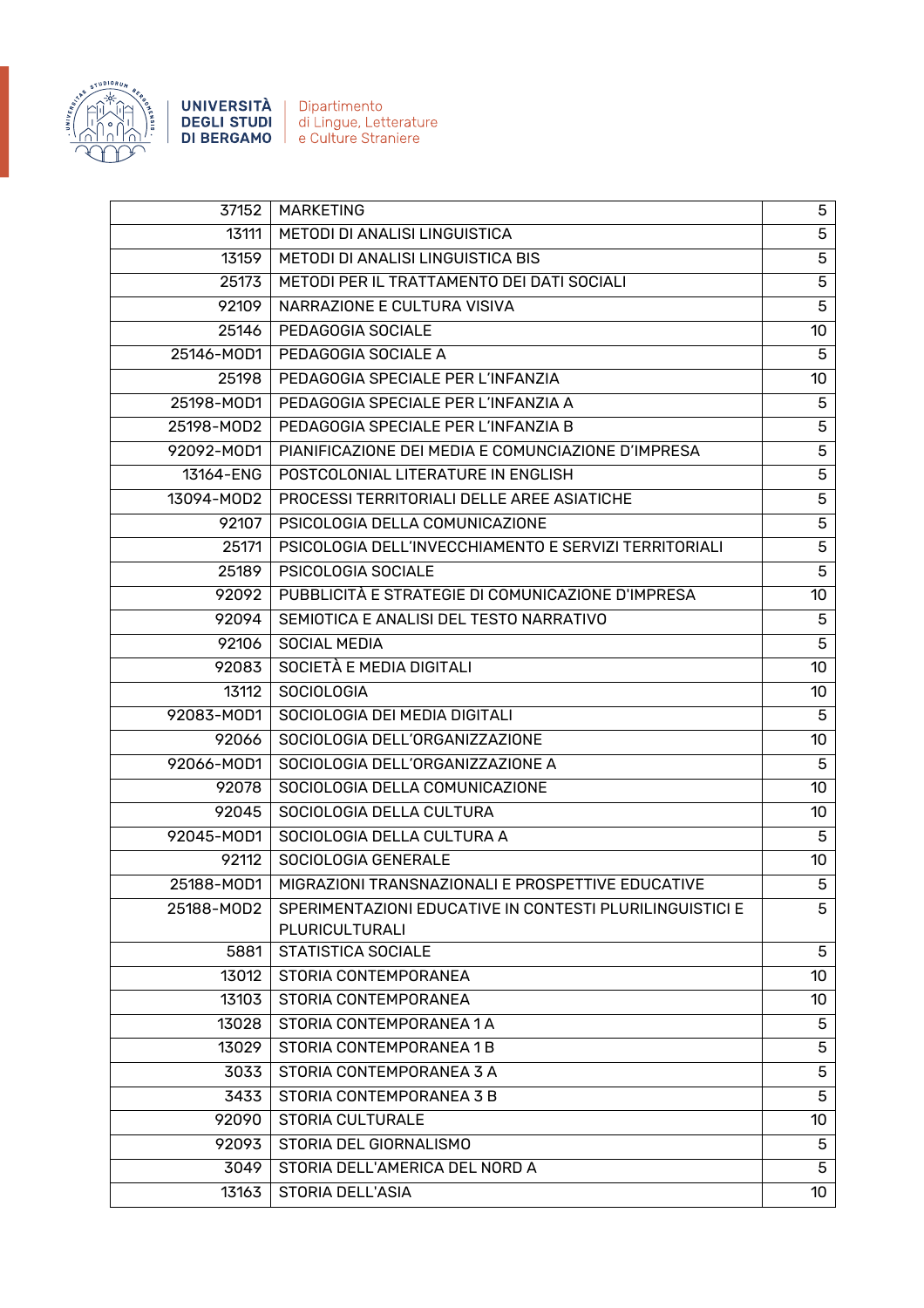| | | |
|---|---|---|
| 37152 | MARKETING | 5 |
| 13111 | METODI DI ANALISI LINGUISTICA | 5 |
| 13159 | METODI DI ANALISI LINGUISTICA BIS | 5 |
| 25173 | METODI PER IL TRATTAMENTO DEI DATI SOCIALI | 5 |
| 92109 | NARRAZIONE E CULTURA VISIVA | 5 |
| 25146 | PEDAGOGIA SOCIALE | 10 |
| 25146-MOD1 | PEDAGOGIA SOCIALE A | 5 |
| 25198 | PEDAGOGIA SPECIALE PER L'INFANZIA | 10 |
| 25198-MOD1 | PEDAGOGIA SPECIALE PER L'INFANZIA A | 5 |
| 25198-MOD2 | PEDAGOGIA SPECIALE PER L'INFANZIA B | 5 |
| 92092-MOD1 | PIANIFICAZIONE DEI MEDIA E COMUNCIAZIONE D'IMPRESA | 5 |
| 13164-ENG | POSTCOLONIAL LITERATURE IN ENGLISH | 5 |
| 13094-MOD2 | PROCESSI TERRITORIALI DELLE AREE ASIATICHE | 5 |
| 92107 | PSICOLOGIA DELLA COMUNICAZIONE | 5 |
| 25171 | PSICOLOGIA DELL'INVECCHIAMENTO E SERVIZI TERRITORIALI | 5 |
| 25189 | PSICOLOGIA SOCIALE | 5 |
| 92092 | PUBBLICITÀ E STRATEGIE DI COMUNICAZIONE D'IMPRESA | 10 |
| 92094 | SEMIOTICA E ANALISI DEL TESTO NARRATIVO | 5 |
| 92106 | SOCIAL MEDIA | 5 |
| 92083 | SOCIETÀ E MEDIA DIGITALI | 10 |
| 13112 | SOCIOLOGIA | 10 |
| 92083-MOD1 | SOCIOLOGIA DEI MEDIA DIGITALI | 5 |
| 92066 | SOCIOLOGIA DELL'ORGANIZZAZIONE | 10 |
| 92066-MOD1 | SOCIOLOGIA DELL'ORGANIZZAZIONE A | 5 |
| 92078 | SOCIOLOGIA DELLA COMUNICAZIONE | 10 |
| 92045 | SOCIOLOGIA DELLA CULTURA | 10 |
| 92045-MOD1 | SOCIOLOGIA DELLA CULTURA A | 5 |
| 92112 | SOCIOLOGIA GENERALE | 10 |
| 25188-MOD1 | MIGRAZIONI TRANSNAZIONALI E PROSPETTIVE EDUCATIVE | 5 |
| 25188-MOD2 | SPERIMENTAZIONI EDUCATIVE IN CONTESTI PLURILINGUISTICI E PLURICULTURALI | 5 |
| 5881 | STATISTICA SOCIALE | 5 |
| 13012 | STORIA CONTEMPORANEA | 10 |
| 13103 | STORIA CONTEMPORANEA | 10 |
| 13028 | STORIA CONTEMPORANEA 1 A | 5 |
| 13029 | STORIA CONTEMPORANEA 1 B | 5 |
| 3033 | STORIA CONTEMPORANEA 3 A | 5 |
| 3433 | STORIA CONTEMPORANEA 3 B | 5 |
| 92090 | STORIA CULTURALE | 10 |
| 92093 | STORIA DEL GIORNALISMO | 5 |
| 3049 | STORIA DELL'AMERICA DEL NORD A | 5 |
| 13163 | STORIA DELL'ASIA | 10 |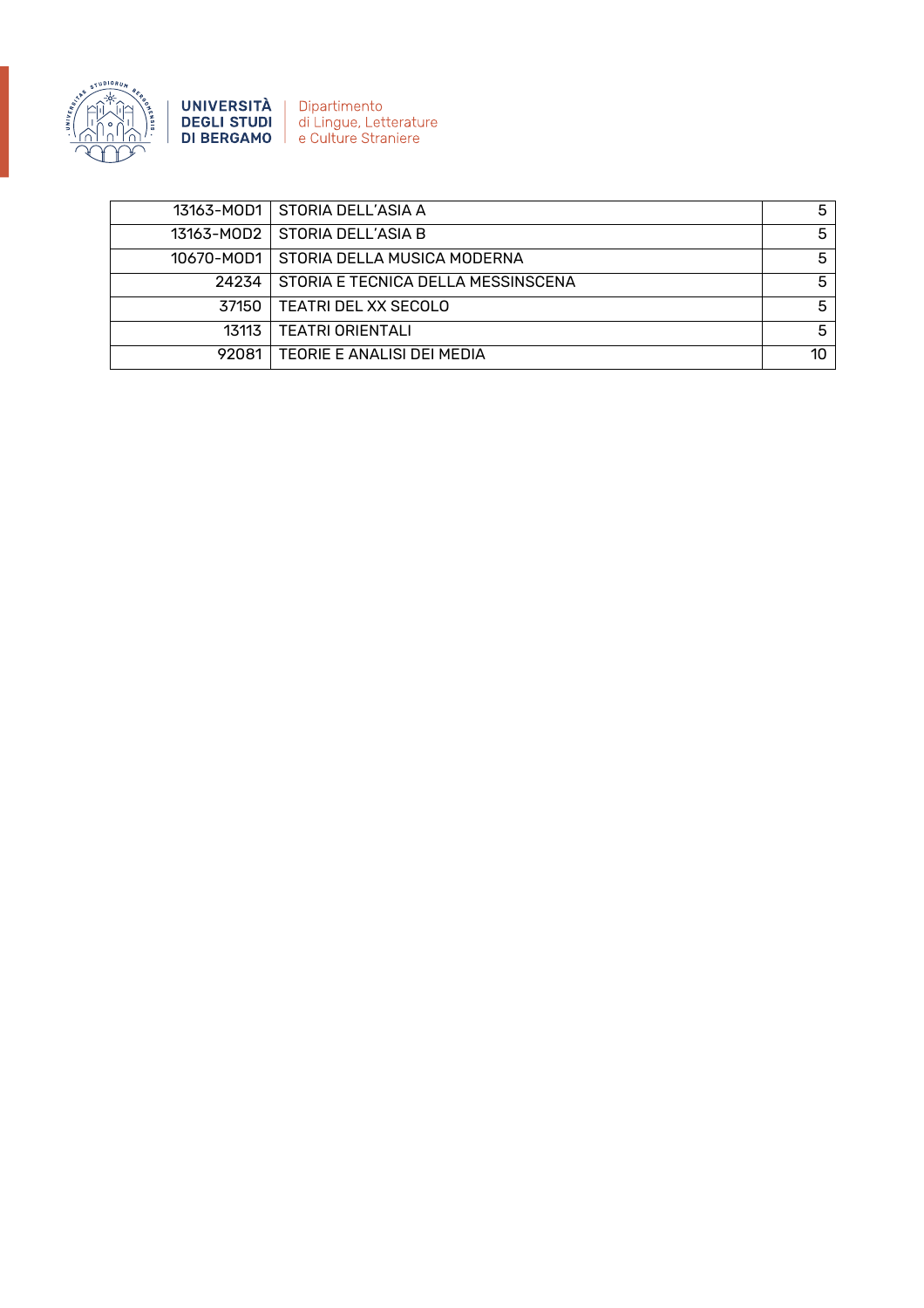| | | |
|---|---|---|
| 13163-MOD1 | STORIA DELL'ASIA A | 5 |
| 13163-MOD2 | STORIA DELL'ASIA B | 5 |
| 10670-MOD1 | STORIA DELLA MUSICA MODERNA | 5 |
| 24234 | STORIA E TECNICA DELLA MESSINSCENA | 5 |
| 37150 | TEATRI DEL XX SECOLO | 5 |
| 13113 | TEATRI ORIENTALI | 5 |
| 92081 | TEORIE E ANALISI DEI MEDIA | 10 |